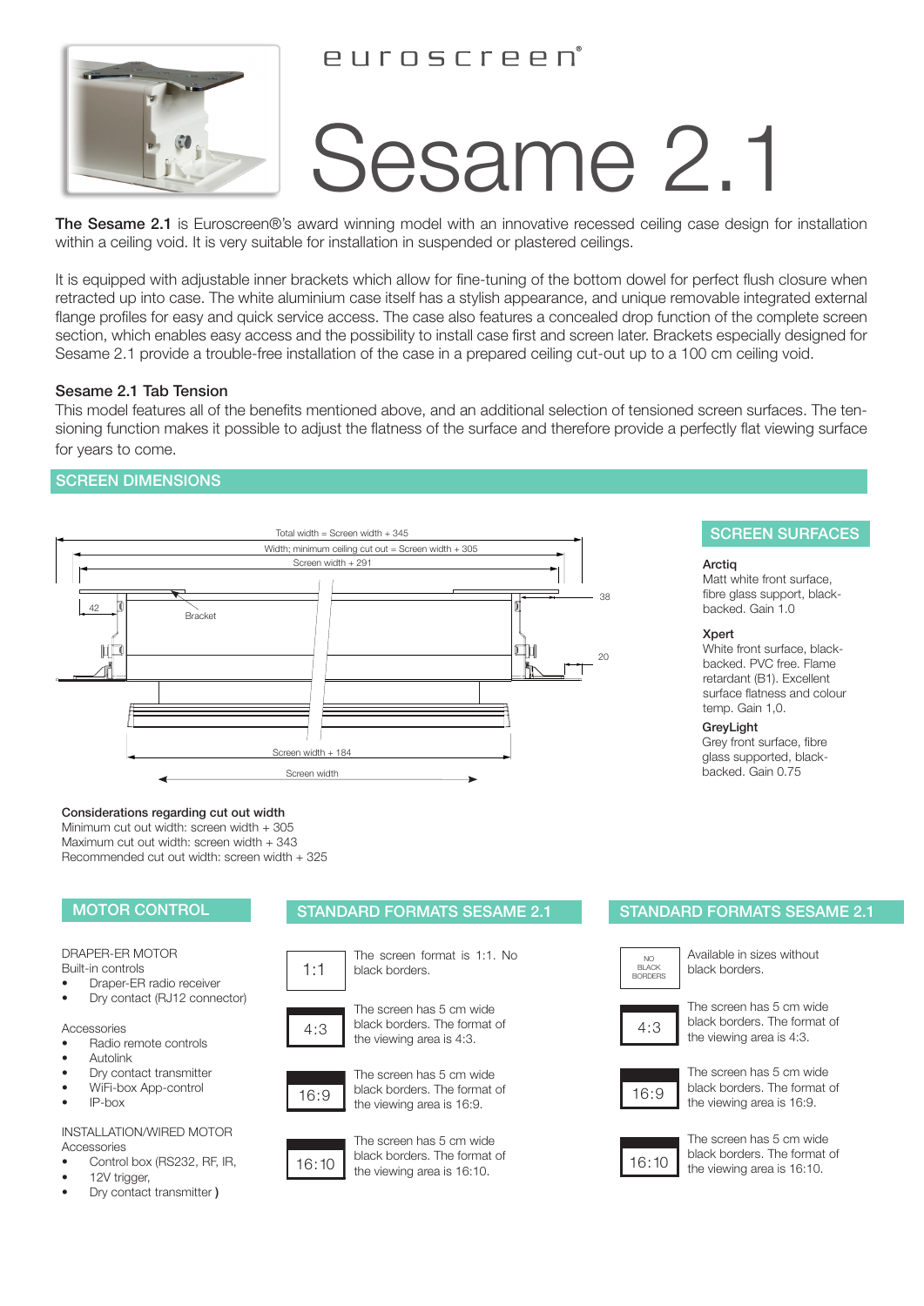euroscreen®

# Sesame 2.1

**The Sesame 2.1** is Euroscreen®'s award winning model with an innovative recessed ceiling case design for installation within a ceiling void. It is very suitable for installation in suspended or plastered ceilings.

It is equipped with adjustable inner brackets which allow for fine-tuning of the bottom dowel for perfect flush closure when retracted up into case. The white aluminium case itself has a stylish appearance, and unique removable integrated external flange profiles for easy and quick service access. The case also features a concealed drop function of the complete screen section, which enables easy access and the possibility to install case first and screen later. Brackets especially designed for Sesame 2.1 provide a trouble-free installation of the case in a prepared ceiling cut-out up to a 100 cm ceiling void.

### Sesame 2.1 Tab Tension

This model features all of the benefits mentioned above, and an additional selection of tensioned screen surfaces. The tensioning function makes it possible to adjust the flatness of the surface and therefore provide a perfectly flat viewing surface for years to come.

## SCREEN DIMENSIONS

Total width = Screen width + 345

Width; minimum ceiling cut out = Screen width + 305

Screen width + 291

42

Bracket

38

20

Screen width + 184

Screen width

**Considerations regarding cut out width**

Minimum cut out width: screen width + 305

Maximum cut out width: screen width + 343

Recommended cut out width: screen width + 325

## SCREEN SURFACES

**Arctiq**
Matt white front surface, fibre glass support, black-backed. Gain 1.0

**Xpert**
White front surface, black-backed. PVC free. Flame retardant (B1). Excellent surface flatness and colour temp. Gain 1,0.

**GreyLight**
Grey front surface, fibre glass supported, black-backed. Gain 0.75

## MOTOR CONTROL

DRAPER-ER MOTOR
Built-in controls

- Draper-ER radio receiver
- Dry contact (RJ12 connector)

Accessories

- Radio remote controls
- Autolink
- Dry contact transmitter
- WiFi-box App-control
- IP-box

INSTALLATION/WIRED MOTOR
Accessories

- Control box (RS232, RF, IR,
- 12V trigger,
- Dry contact transmitter )

## STANDARD FORMATS SESAME 2.1

| Format | Description |
|---|---|
| 1:1 | The screen format is 1:1. No black borders. |
| 4:3 | The screen has 5 cm wide black borders. The format of the viewing area is 4:3. |
| 16:9 | The screen has 5 cm wide black borders. The format of the viewing area is 16:9. |
| 16:10 | The screen has 5 cm wide black borders. The format of the viewing area is 16:10. |

## STANDARD FORMATS SESAME 2.1

| Format | Description |
|---|---|
| NO BLACK BORDERS | Available in sizes without black borders. |
| 4:3 | The screen has 5 cm wide black borders. The format of the viewing area is 4:3. |
| 16:9 | The screen has 5 cm wide black borders. The format of the viewing area is 16:9. |
| 16:10 | The screen has 5 cm wide black borders. The format of the viewing area is 16:10. |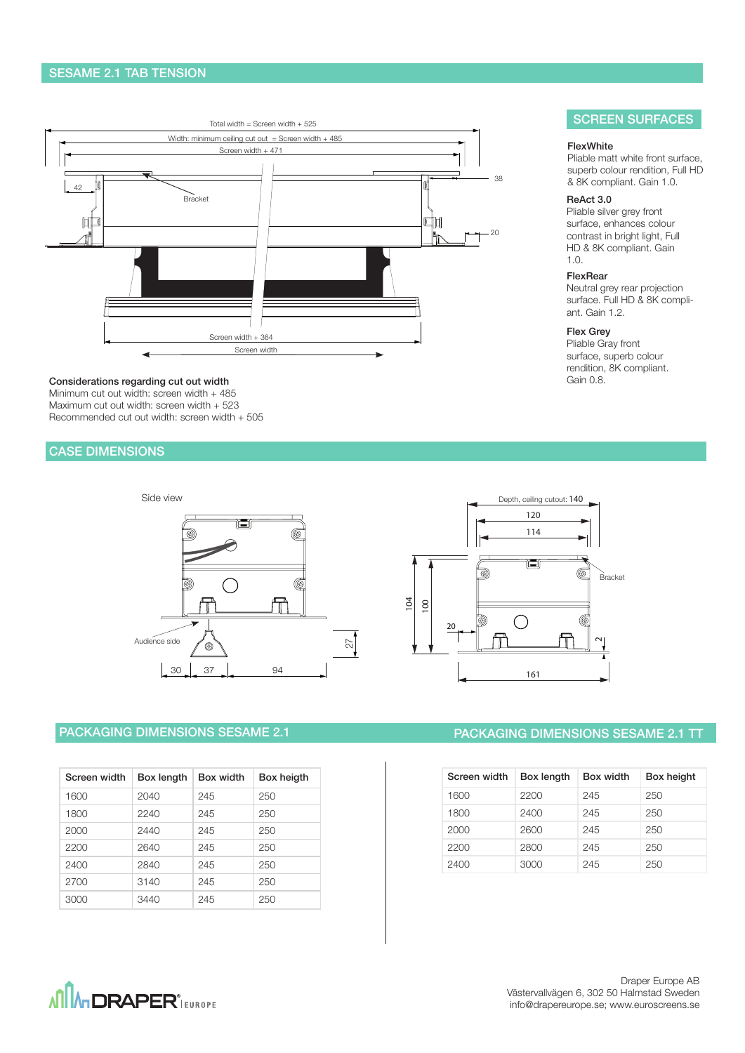## SESAME 2.1 TAB TENSION

Total width = Screen width + 525

Width: minimum ceiling cut out = Screen width + 485

Screen width + 471

42

38

Bracket

20

Screen width + 364

Screen width

**Considerations regarding cut out width**
Minimum cut out width: screen width + 485
Maximum cut out width: screen width + 523
Recommended cut out width: screen width + 505

## SCREEN SURFACES

**FlexWhite**
Pliable matt white front surface, superb colour rendition, Full HD & 8K compliant. Gain 1.0.

**ReAct 3.0**
Pliable silver grey front surface, enhances colour contrast in bright light, Full HD & 8K compliant. Gain 1.0.

**FlexRear**
Neutral grey rear projection surface. Full HD & 8K compliant. Gain 1.2.

**Flex Grey**
Pliable Gray front surface, superb colour rendition, 8K compliant. Gain 0.8.

## CASE DIMENSIONS

Side view

Audience side

30

37

94

27

Depth, ceiling cutout: 140

120

114

Bracket

104

100

20

2

161

## PACKAGING DIMENSIONS SESAME 2.1

| Screen width | Box length | Box width | Box heigth |
|---|---|---|---|
| 1600 | 2040 | 245 | 250 |
| 1800 | 2240 | 245 | 250 |
| 2000 | 2440 | 245 | 250 |
| 2200 | 2640 | 245 | 250 |
| 2400 | 2840 | 245 | 250 |
| 2700 | 3140 | 245 | 250 |
| 3000 | 3440 | 245 | 250 |

## PACKAGING DIMENSIONS SESAME 2.1 TT

| Screen width | Box length | Box width | Box height |
|---|---|---|---|
| 1600 | 2200 | 245 | 250 |
| 1800 | 2400 | 245 | 250 |
| 2000 | 2600 | 245 | 250 |
| 2200 | 2800 | 245 | 250 |
| 2400 | 3000 | 245 | 250 |

DRAPER® EUROPE

Draper Europe AB
Västervallvägen 6, 302 50 Halmstad Sweden
info@drapereurope.se; www.euroscreens.se